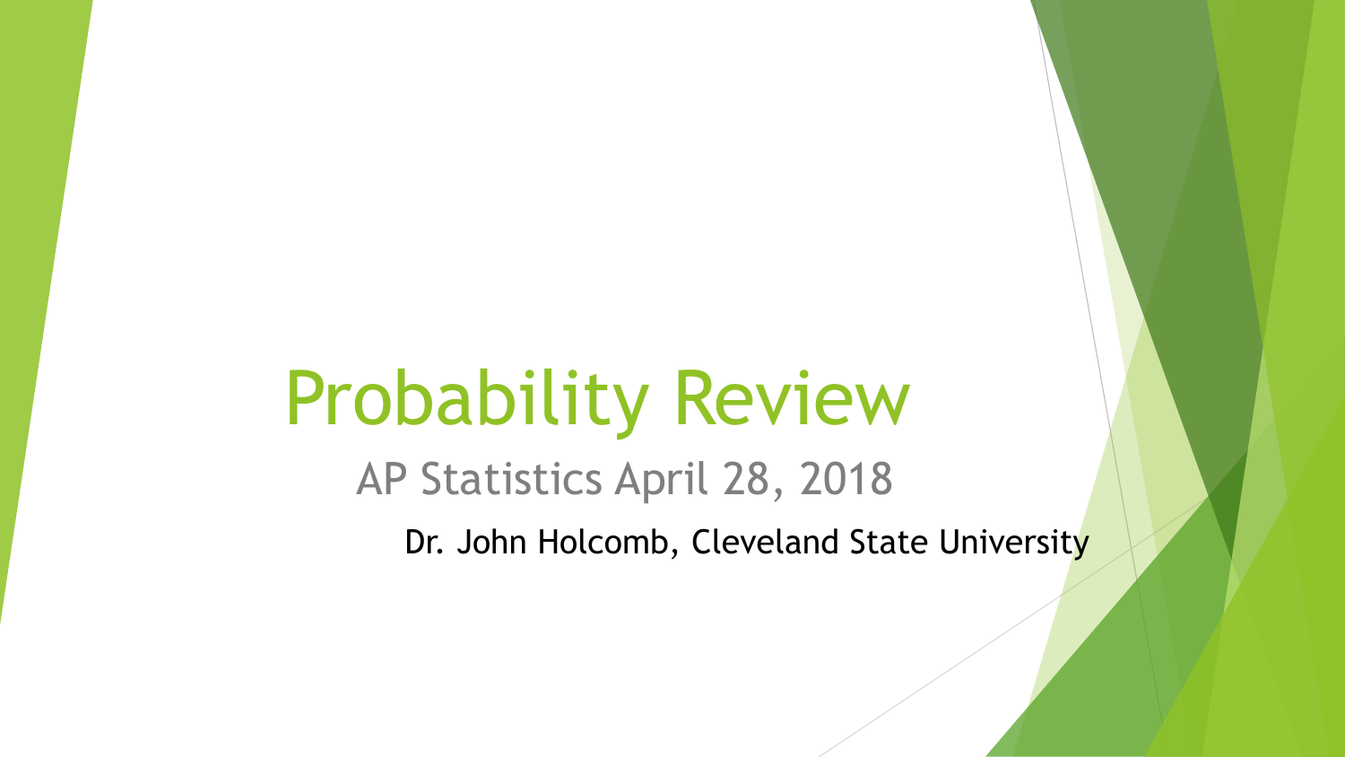# Probability Review

AP Statistics April 28, 2018

Dr. John Holcomb, Cleveland State University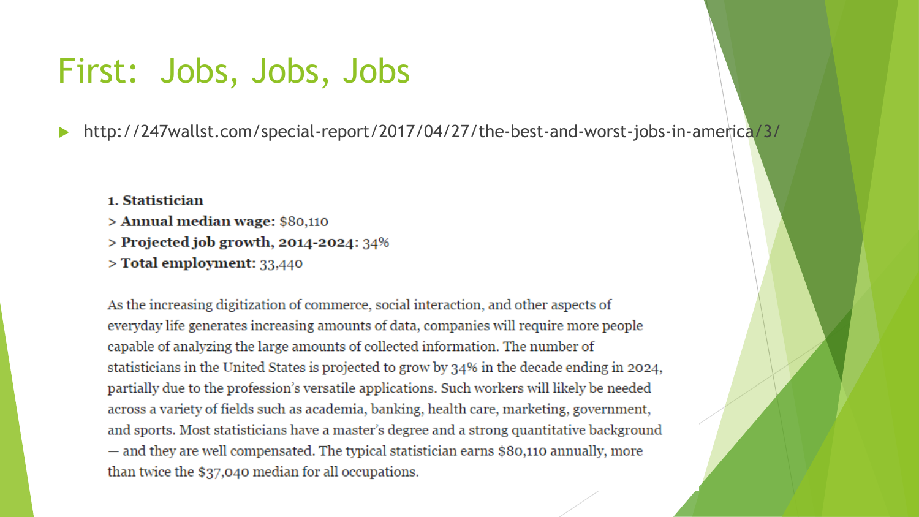# First: Jobs, Jobs, Jobs

- http://247wallst.com/special-report/2017/04/27/the-best-and-worst-jobs-in-america/3/

**1. Statistician**

> **Annual median wage:** $80,110
> **Projected job growth, 2014-2024:** 34%
> **Total employment:** 33,440

As the increasing digitization of commerce, social interaction, and other aspects of everyday life generates increasing amounts of data, companies will require more people capable of analyzing the large amounts of collected information. The number of statisticians in the United States is projected to grow by 34% in the decade ending in 2024, partially due to the profession's versatile applications. Such workers will likely be needed across a variety of fields such as academia, banking, health care, marketing, government, and sports. Most statisticians have a master's degree and a strong quantitative background — and they are well compensated. The typical statistician earns $80,110 annually, more than twice the $37,040 median for all occupations.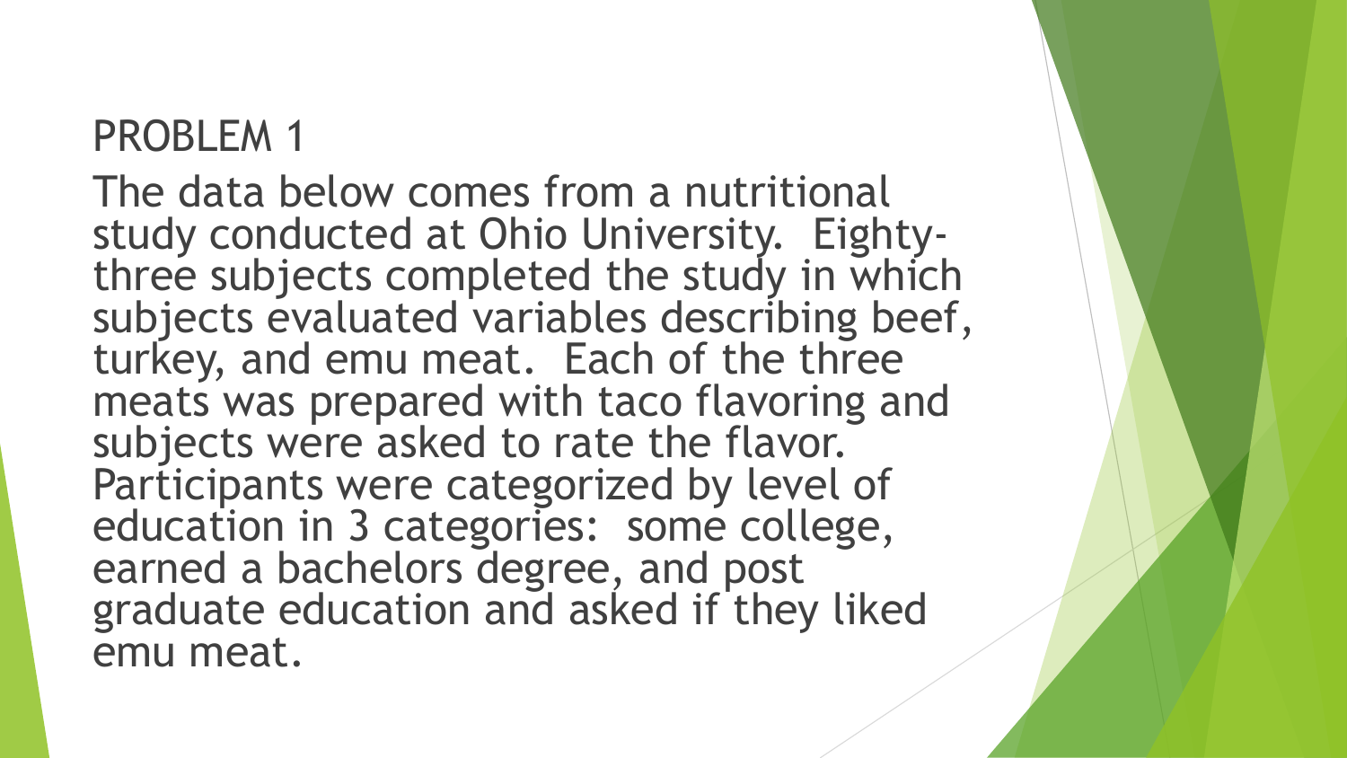# PROBLEM 1

The data below comes from a nutritional study conducted at Ohio University. Eighty-three subjects completed the study in which subjects evaluated variables describing beef, turkey, and emu meat. Each of the three meats was prepared with taco flavoring and subjects were asked to rate the flavor. Participants were categorized by level of education in 3 categories: some college, earned a bachelors degree, and post graduate education and asked if they liked emu meat.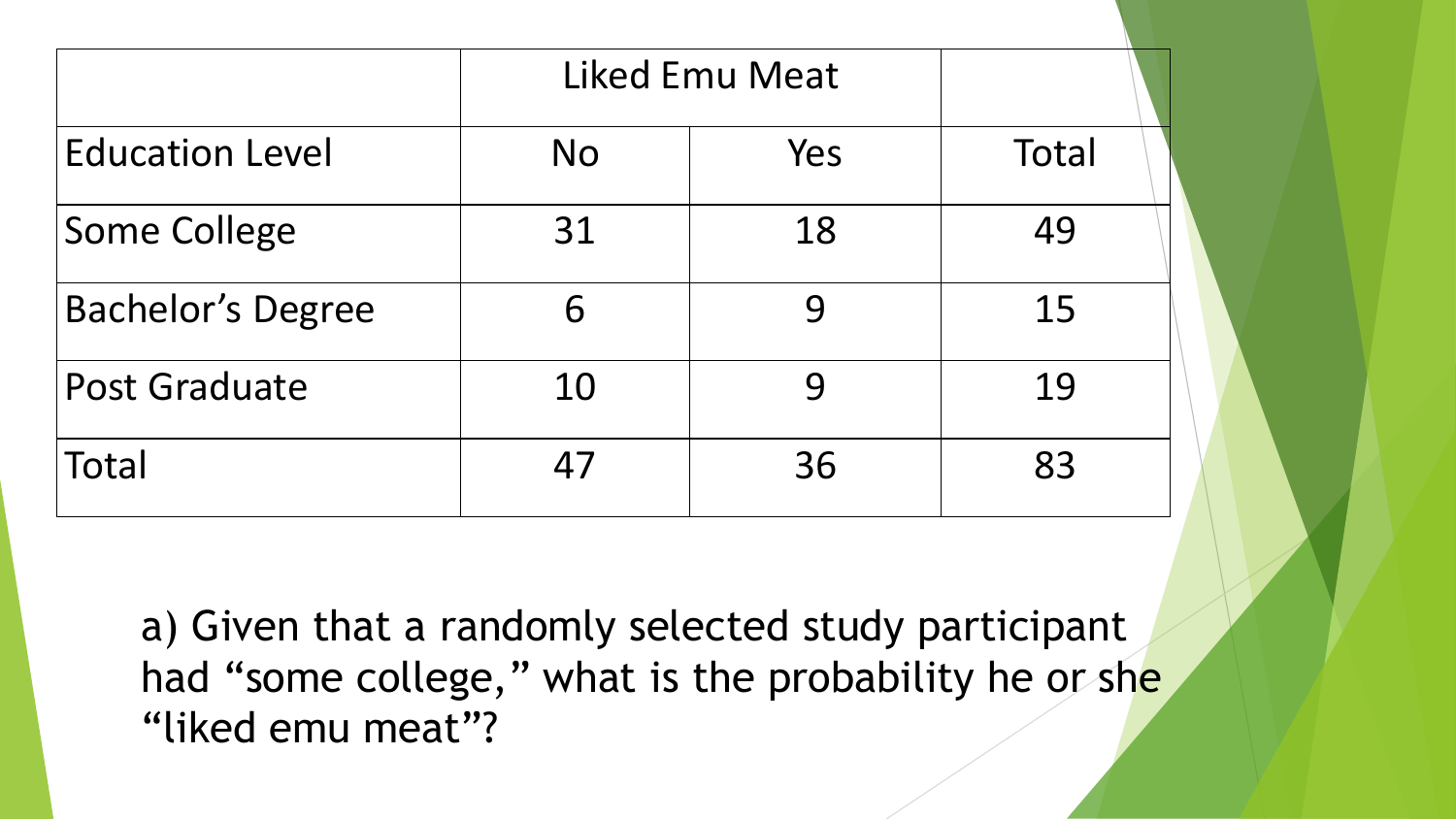| | Liked Emu Meat | | |
|---|---|---|---|
| Education Level | No | Yes | Total |
| Some College | 31 | 18 | 49 |
| Bachelor's Degree | 6 | 9 | 15 |
| Post Graduate | 10 | 9 | 19 |
| Total | 47 | 36 | 83 |

a) Given that a randomly selected study participant had "some college," what is the probability he or she "liked emu meat"?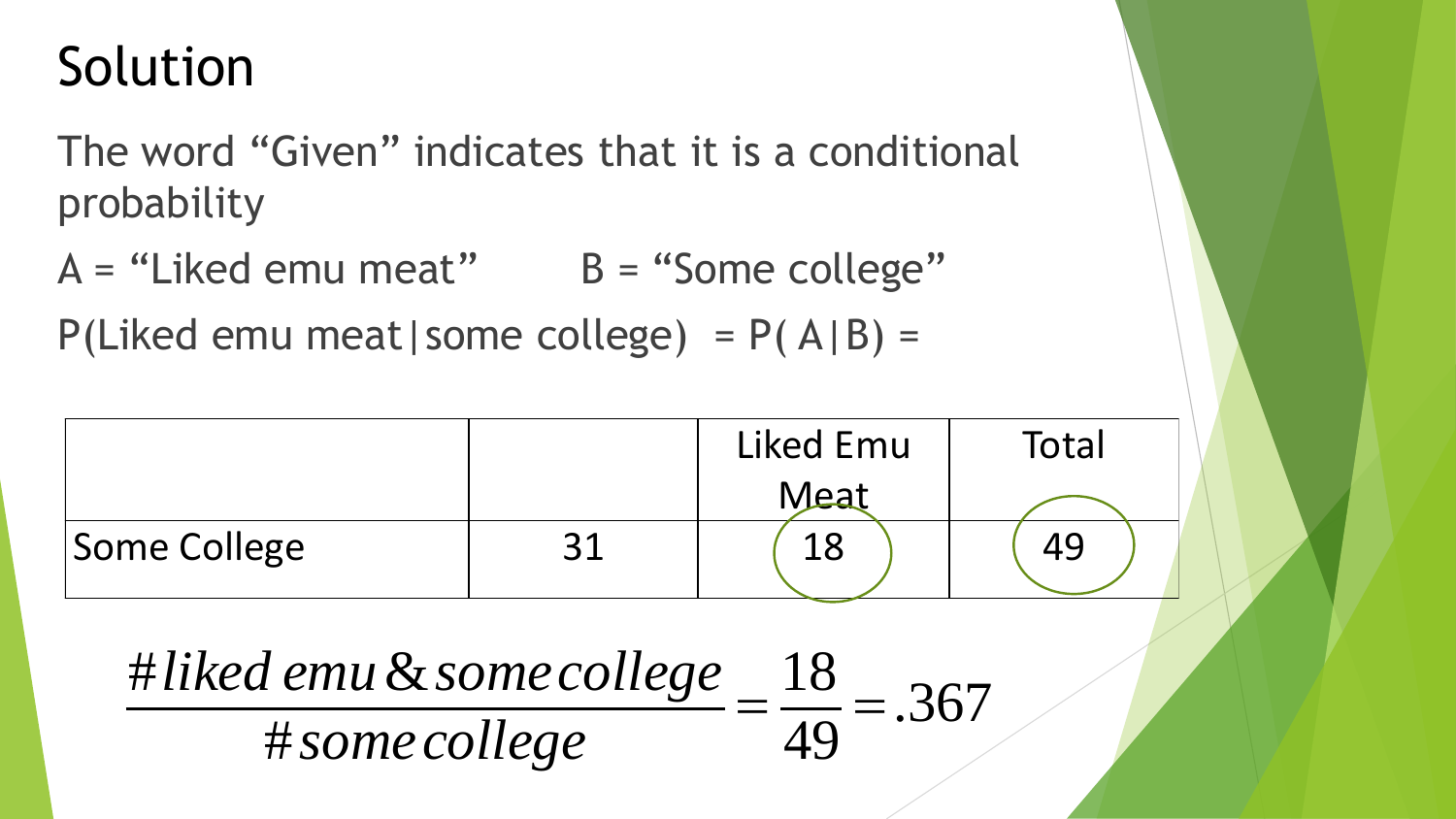# Solution

The word "Given" indicates that it is a conditional probability

A = "Liked emu meat"  B = "Some college"

P(Liked emu meat|some college) = P( A|B) =

| | | Liked Emu Meat | Total |
|---|---|---|---|
| Some College | 31 | 18 | 49 |

$$\frac{\#\,liked\ emu\ \&\ some\ college}{\#\,some\ college} = \frac{18}{49} = .367$$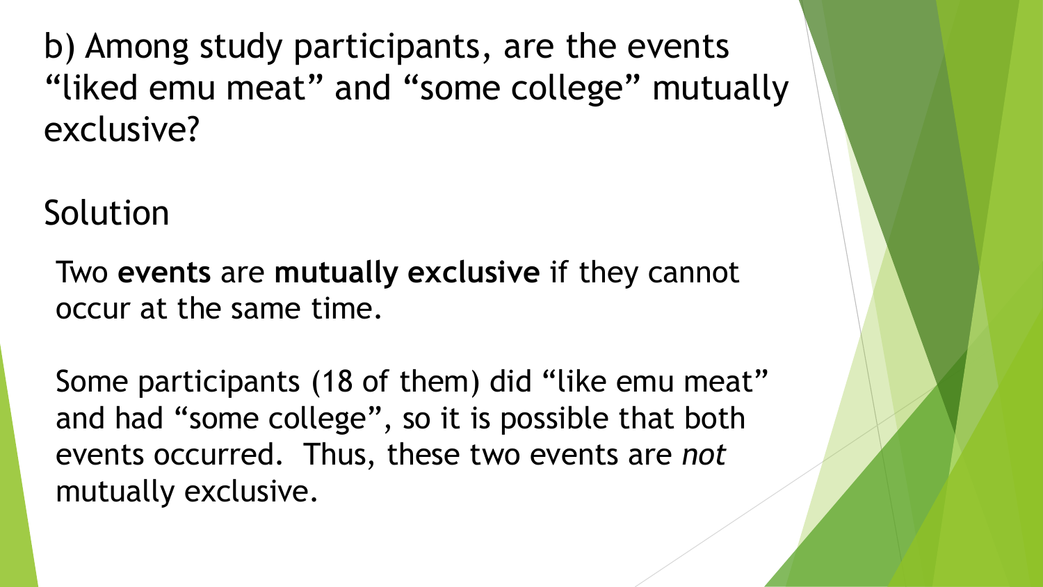b) Among study participants, are the events “liked emu meat” and “some college” mutually exclusive?

## Solution

Two **events** are **mutually exclusive** if they cannot occur at the same time.

Some participants (18 of them) did “like emu meat” and had “some college”, so it is possible that both events occurred. Thus, these two events are *not* mutually exclusive.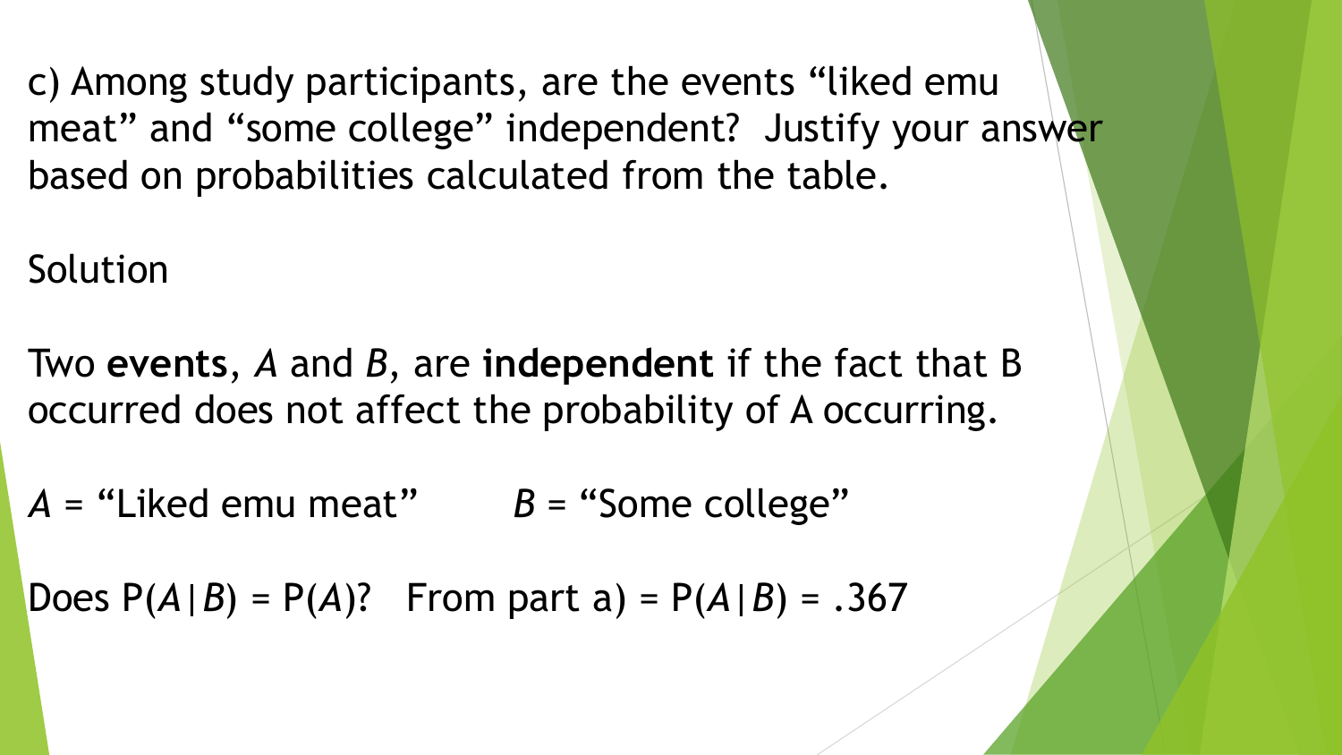c) Among study participants, are the events "liked emu meat" and "some college" independent? Justify your answer based on probabilities calculated from the table.

Solution

Two **events**, $A$ and $B$, are **independent** if the fact that B occurred does not affect the probability of A occurring.

$A$ = "Liked emu meat" $B$ = "Some college"

Does $P(A|B) = P(A)$? From part a) = $P(A|B) = .367$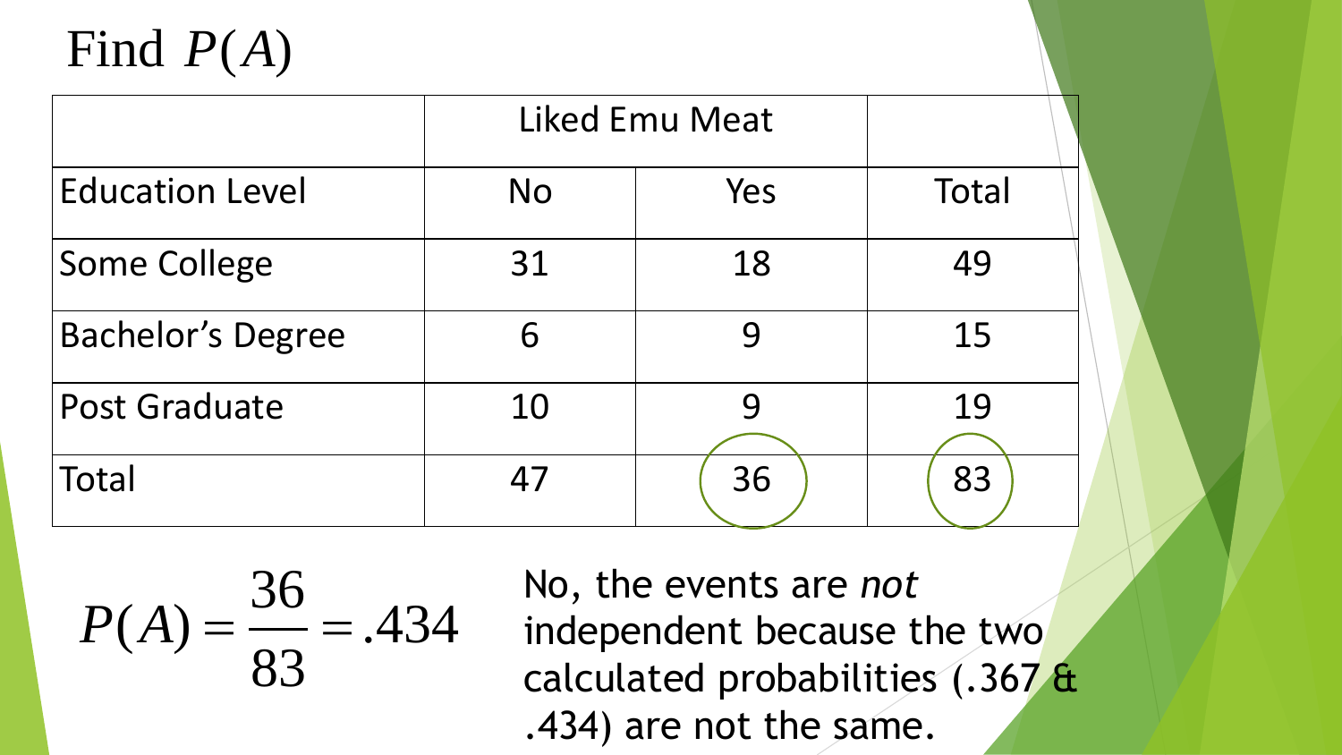# Find $P(A)$

| | Liked Emu Meat | | |
|---|---|---|---|
| Education Level | No | Yes | Total |
| Some College | 31 | 18 | 49 |
| Bachelor's Degree | 6 | 9 | 15 |
| Post Graduate | 10 | 9 | 19 |
| Total | 47 | 36 | 83 |

$$P(A) = \frac{36}{83} = .434$$

No, the events are *not* independent because the two calculated probabilities (.367 & .434) are not the same.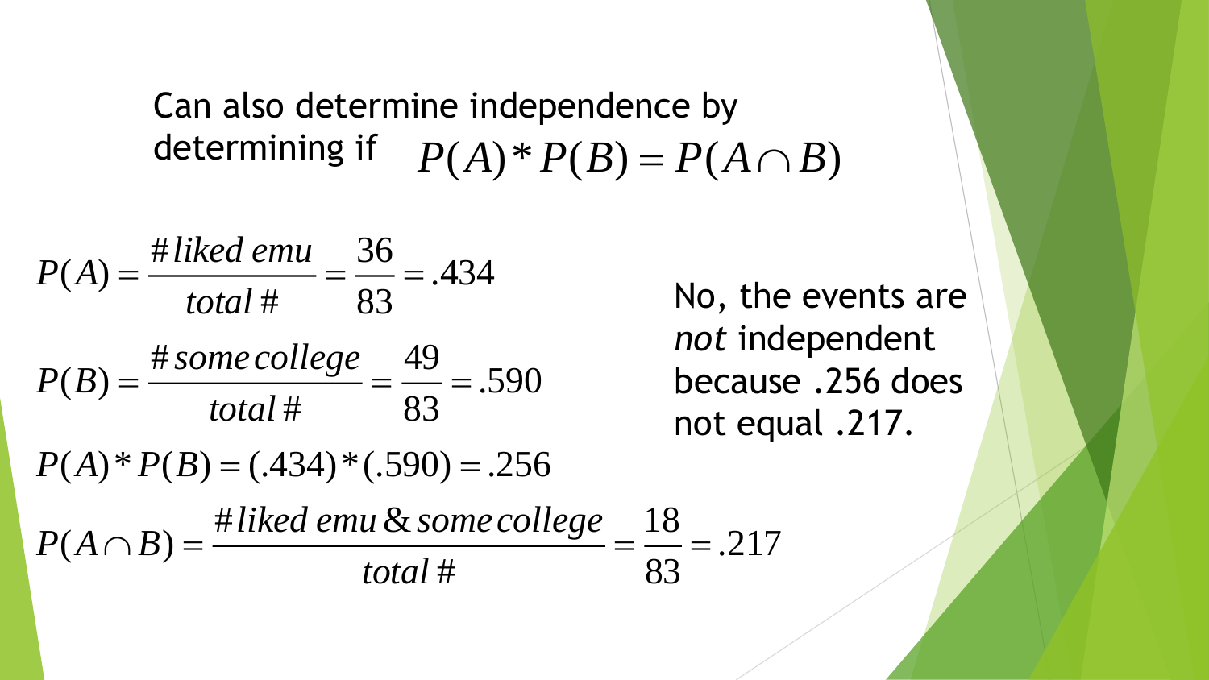Can also determine independence by determining if $P(A) * P(B) = P(A \cap B)$

$$P(A) = \frac{\#\, liked\ emu}{total\ \#} = \frac{36}{83} = .434$$

$$P(B) = \frac{\#\, some\ college}{total\ \#} = \frac{49}{83} = .590$$

$$P(A) * P(B) = (.434) * (.590) = .256$$

$$P(A \cap B) = \frac{\#\, liked\ emu\ \&\ some\ college}{total\ \#} = \frac{18}{83} = .217$$

No, the events are *not* independent because .256 does not equal .217.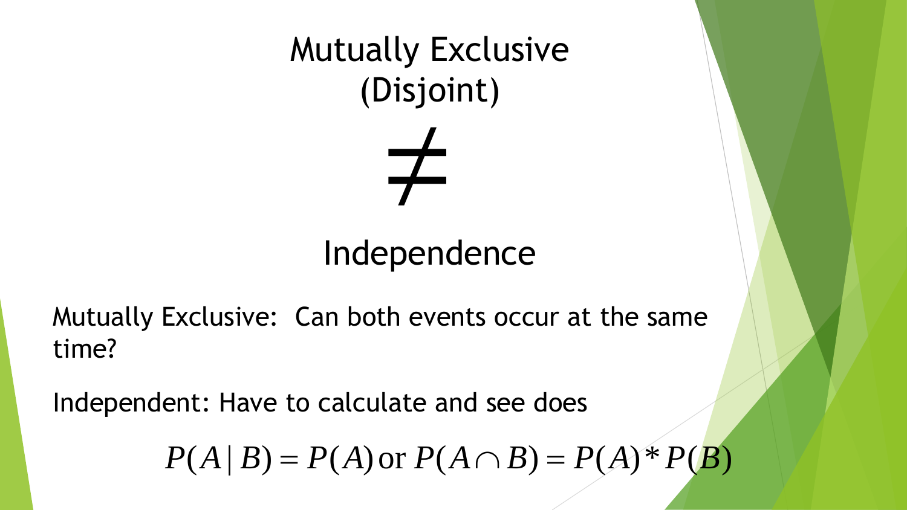# Mutually Exclusive (Disjoint)

$$\neq$$

# Independence

Mutually Exclusive: Can both events occur at the same time?

Independent: Have to calculate and see does

$$P(A|B) = P(A) \text{ or } P(A \cap B) = P(A) * P(B)$$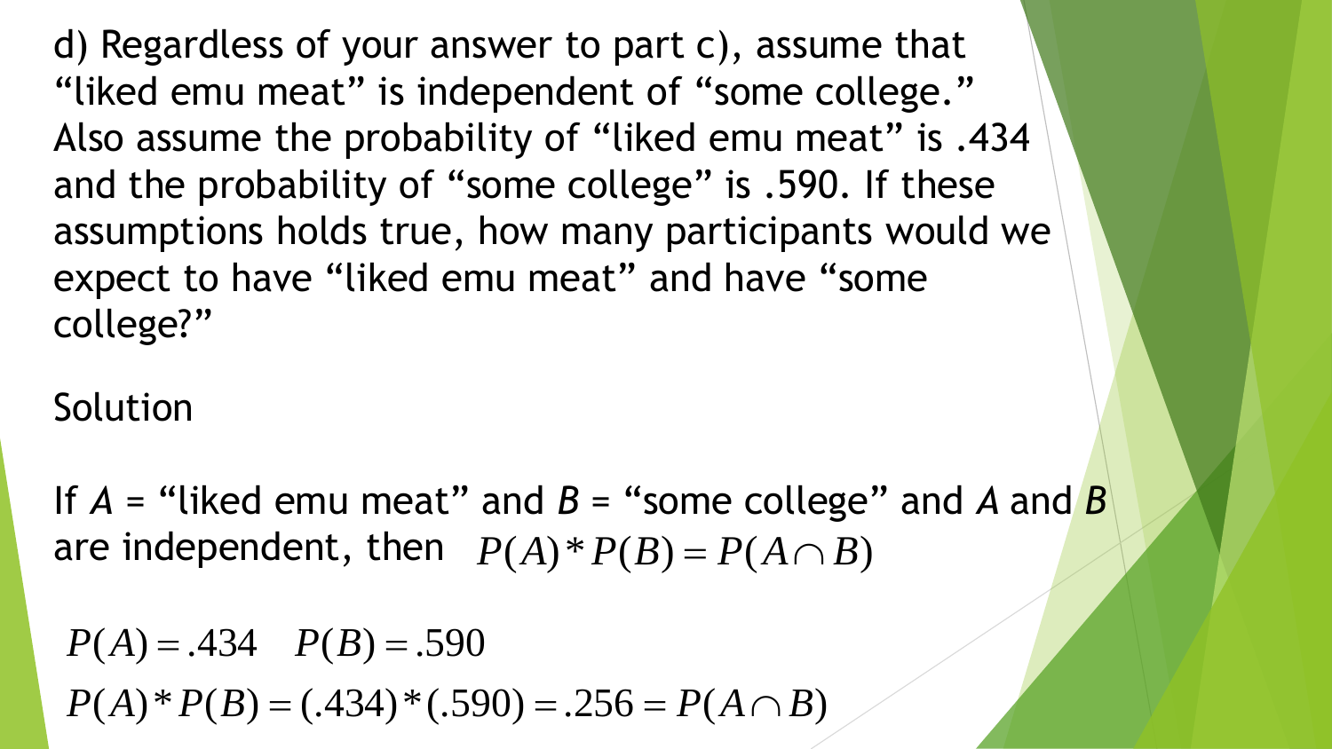d) Regardless of your answer to part c), assume that “liked emu meat” is independent of “some college.” Also assume the probability of “liked emu meat” is .434 and the probability of “some college” is .590. If these assumptions holds true, how many participants would we expect to have “liked emu meat” and have “some college?”

Solution

If *A* = “liked emu meat” and *B* = “some college” and *A* and *B* are independent, then $P(A) * P(B) = P(A \cap B)$

$$P(A) = .434 \quad P(B) = .590$$

$$P(A) * P(B) = (.434) * (.590) = .256 = P(A \cap B)$$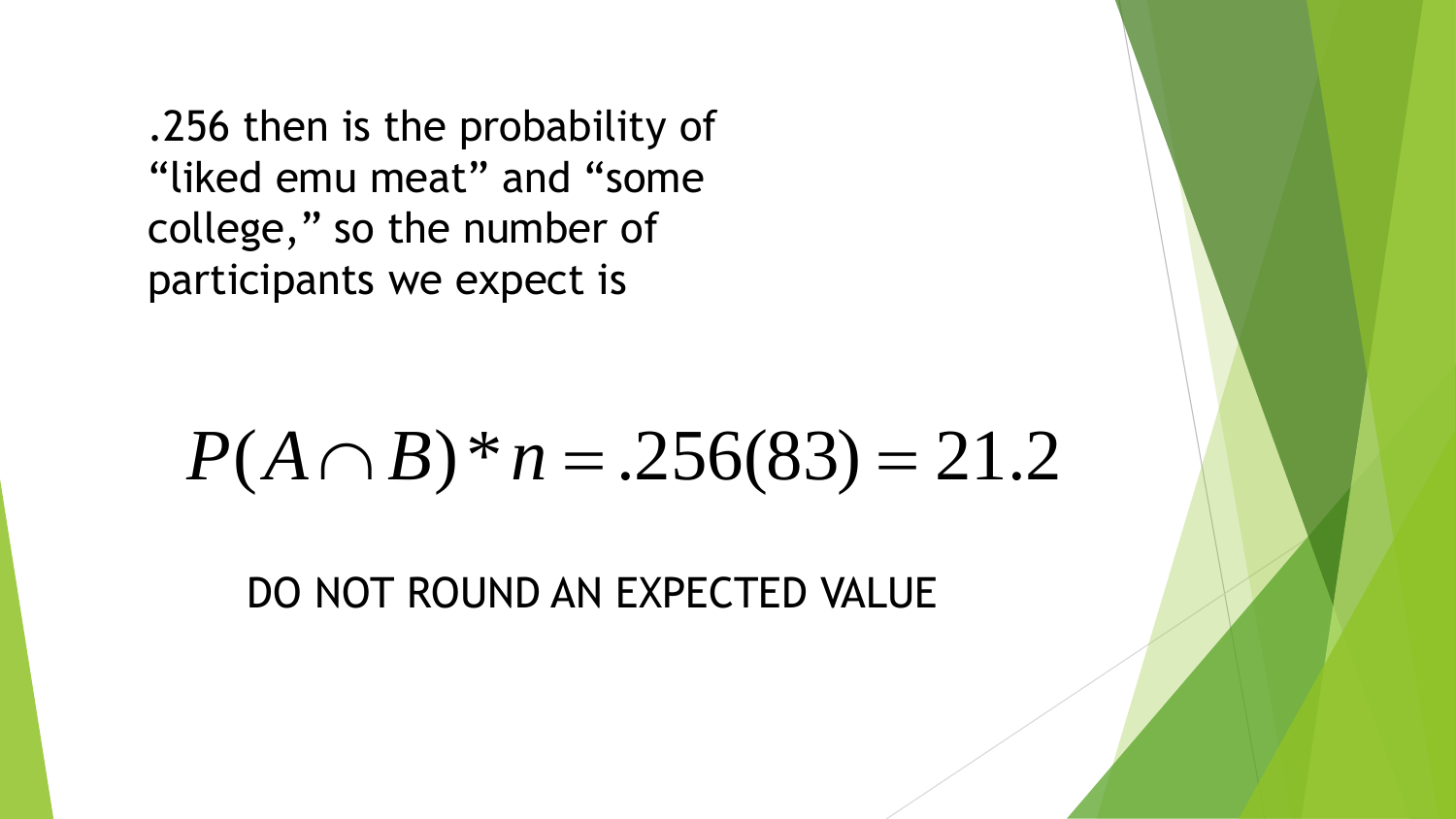.256 then is the probability of "liked emu meat" and "some college," so the number of participants we expect is

$$P(A \cap B) * n = .256(83) = 21.2$$

DO NOT ROUND AN EXPECTED VALUE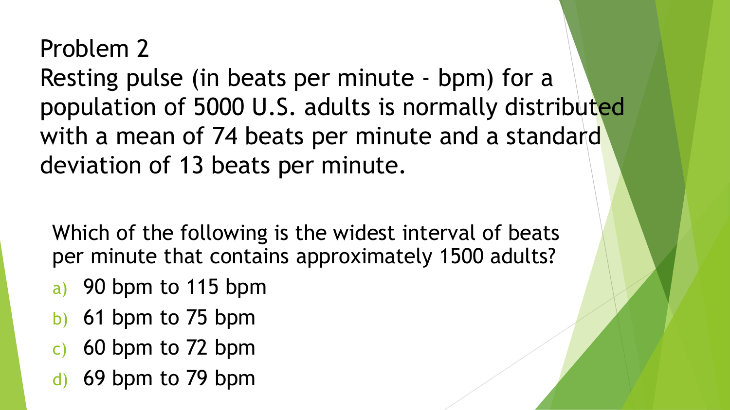# Problem 2

Resting pulse (in beats per minute - bpm) for a population of 5000 U.S. adults is normally distributed with a mean of 74 beats per minute and a standard deviation of 13 beats per minute.

Which of the following is the widest interval of beats per minute that contains approximately 1500 adults?

a) 90 bpm to 115 bpm
b) 61 bpm to 75 bpm
c) 60 bpm to 72 bpm
d) 69 bpm to 79 bpm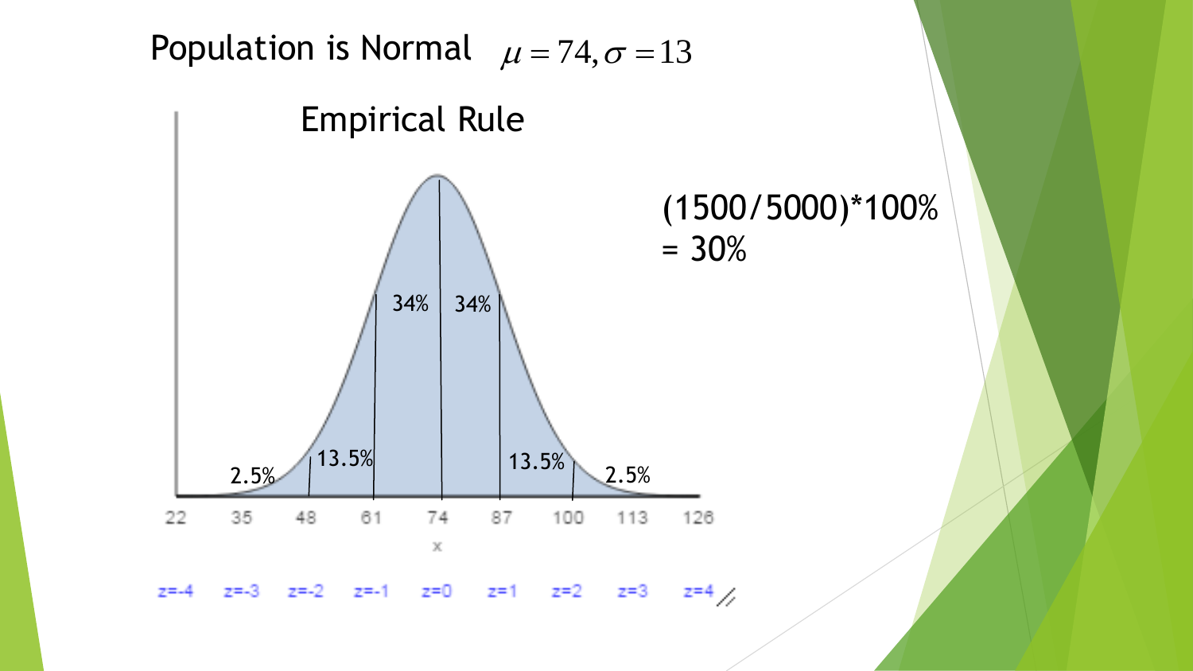Population is Normal $\mu = 74, \sigma = 13$

## Empirical Rule

| x | 22 | 35 | 48 | 61 | 74 | 87 | 100 | 113 | 126 |
|---|---|---|---|---|---|---|---|---|---|
| z | z=-4 | z=-3 | z=-2 | z=-1 | z=0 | z=1 | z=2 | z=3 | z=4 |

2.5% | 13.5% | 34% | 34% | 13.5% | 2.5%

(1500/5000)*100% = 30%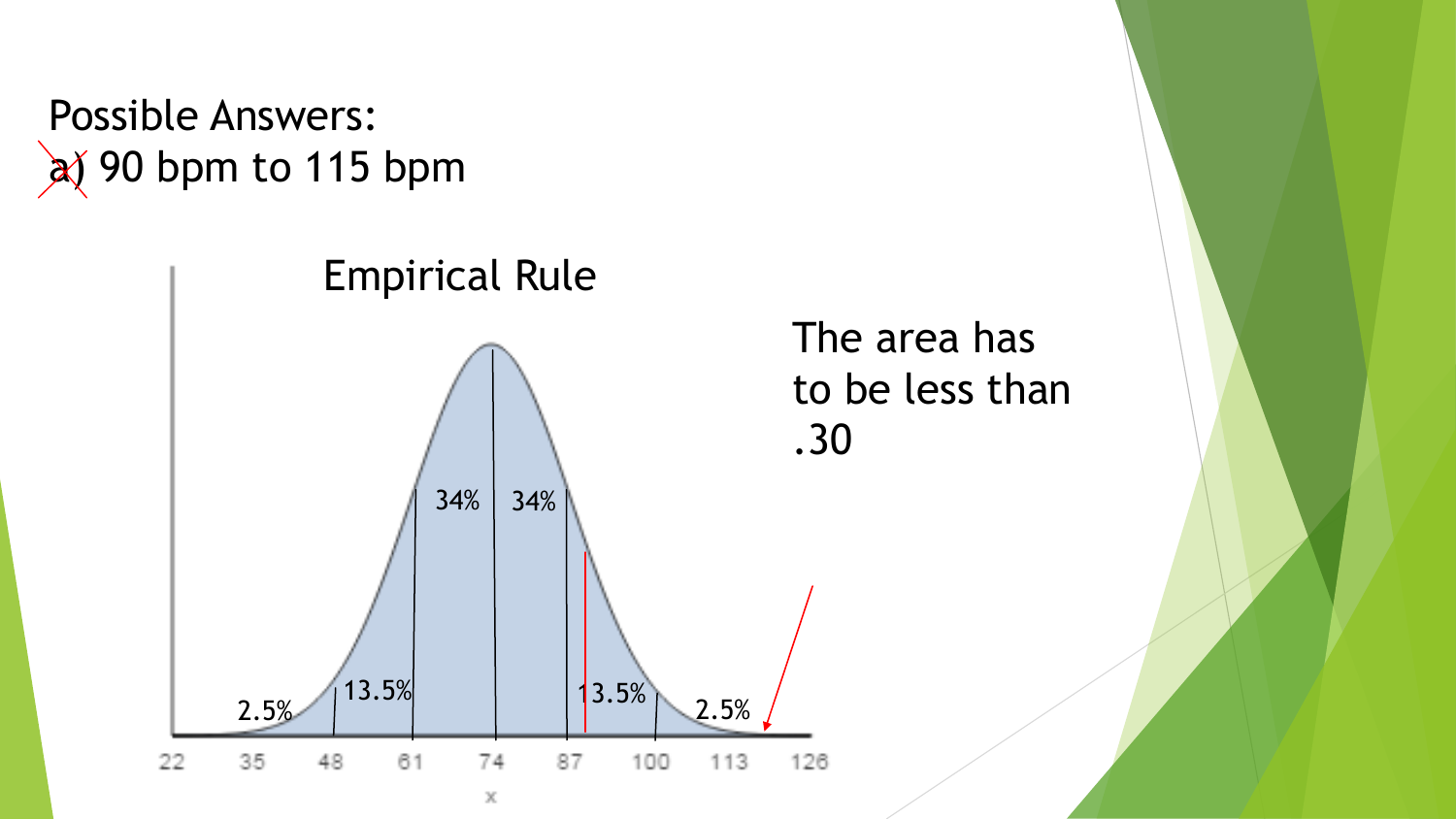Possible Answers:

~~a)~~ 90 bpm to 115 bpm

Empirical Rule

2.5% | 13.5% | 34% | 34% | 13.5% | 2.5%

22 35 48 61 74 87 100 113 126

x

The area has to be less than .30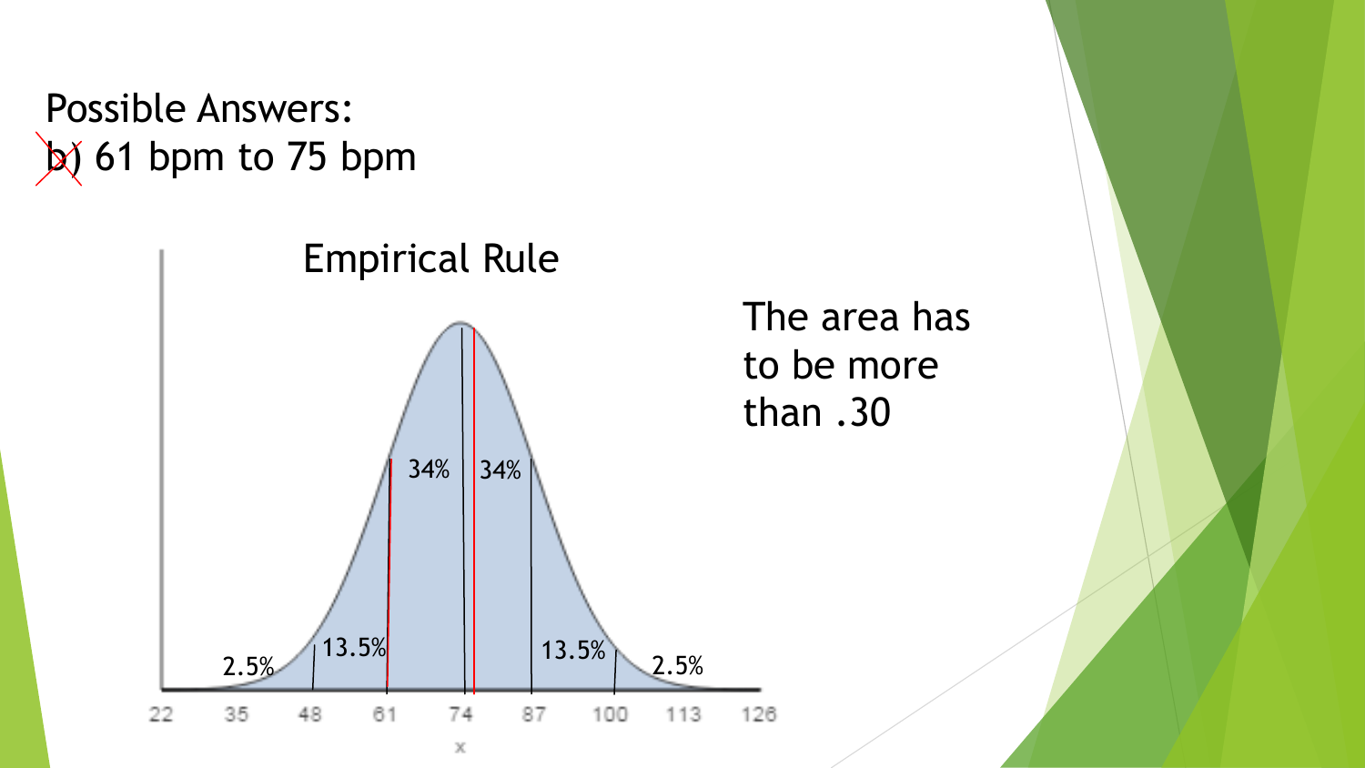Possible Answers:

~~b~~) 61 bpm to 75 bpm

Empirical Rule

The area has to be more than .30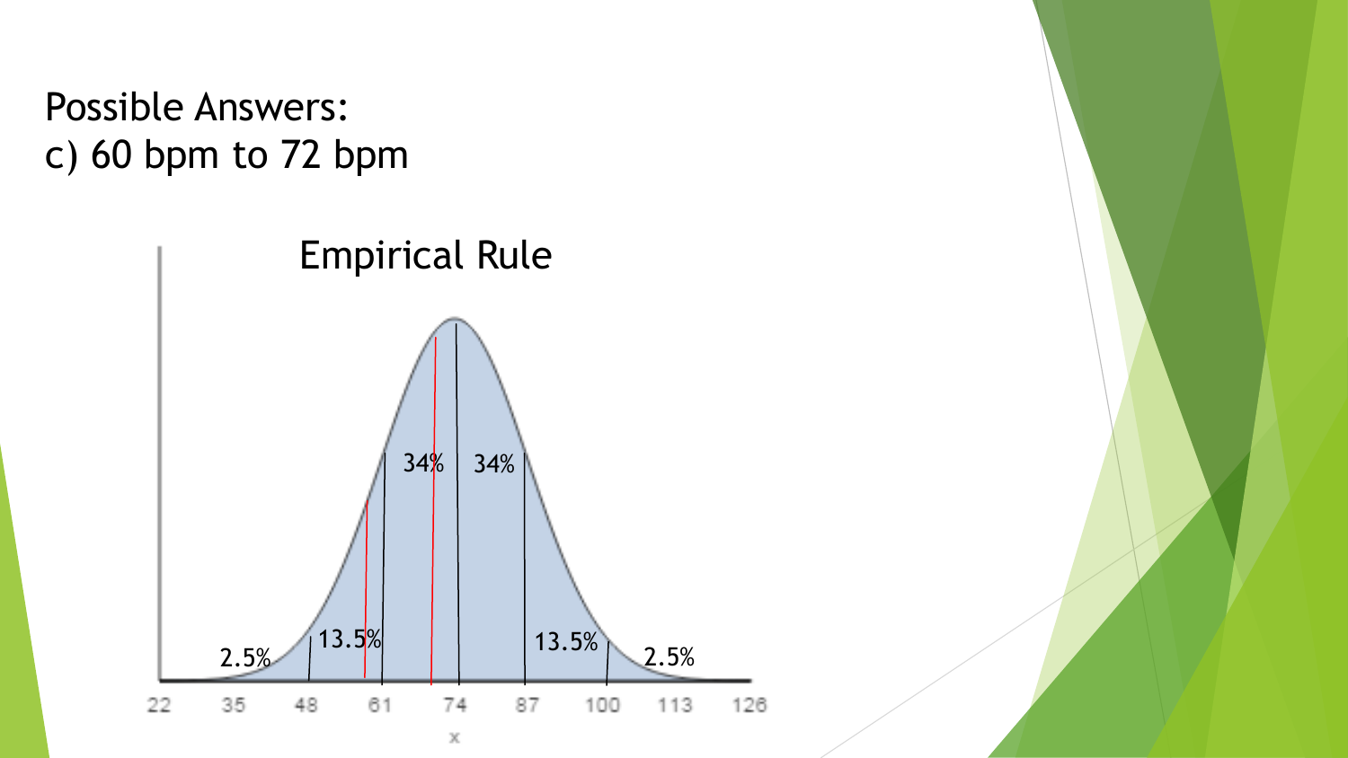Possible Answers:
c) 60 bpm to 72 bpm

Empirical Rule

2.5% 13.5% 34% 34% 13.5% 2.5%

22 35 48 61 74 87 100 113 126

x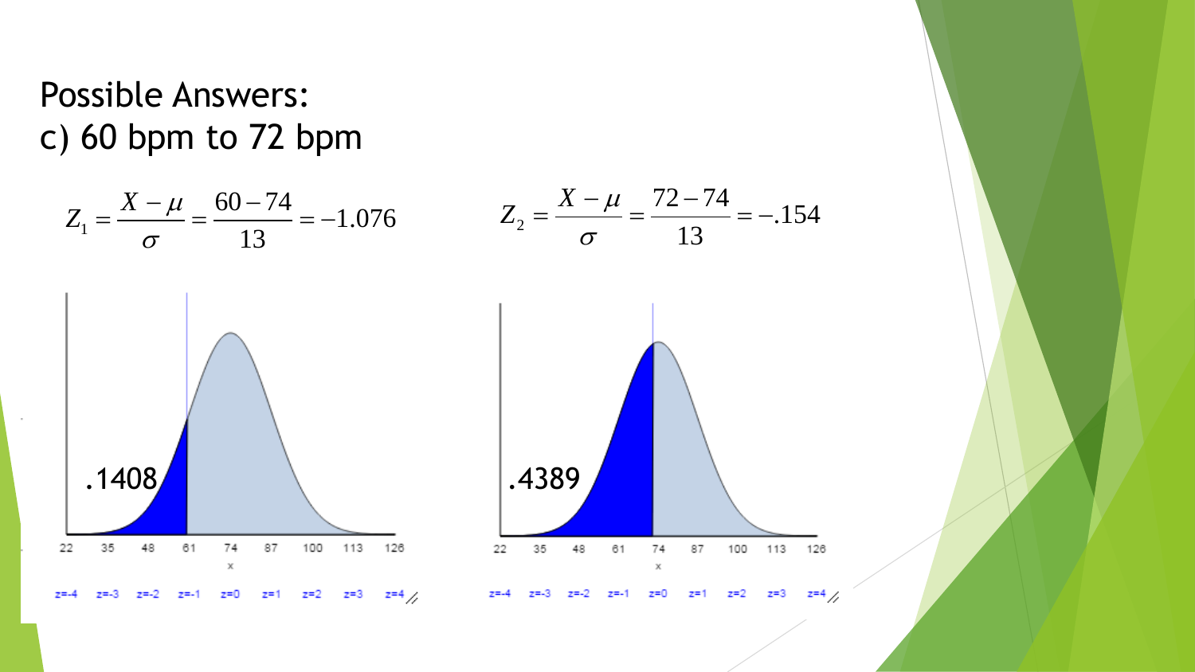Possible Answers:
c) 60 bpm to 72 bpm

$$Z_1 = \frac{X - \mu}{\sigma} = \frac{60 - 74}{13} = -1.076$$

$$Z_2 = \frac{X - \mu}{\sigma} = \frac{72 - 74}{13} = -.154$$

.1408

.4389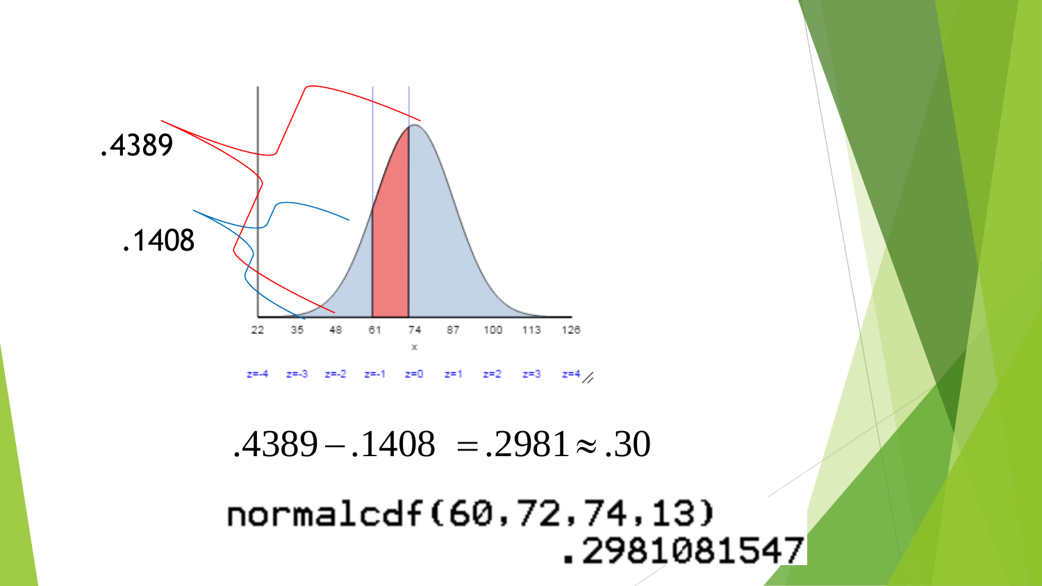.4389

.1408

$$.4389 - .1408 = .2981 \approx .30$$

```
normalcdf(60,72,74,13)
                .2981081547
```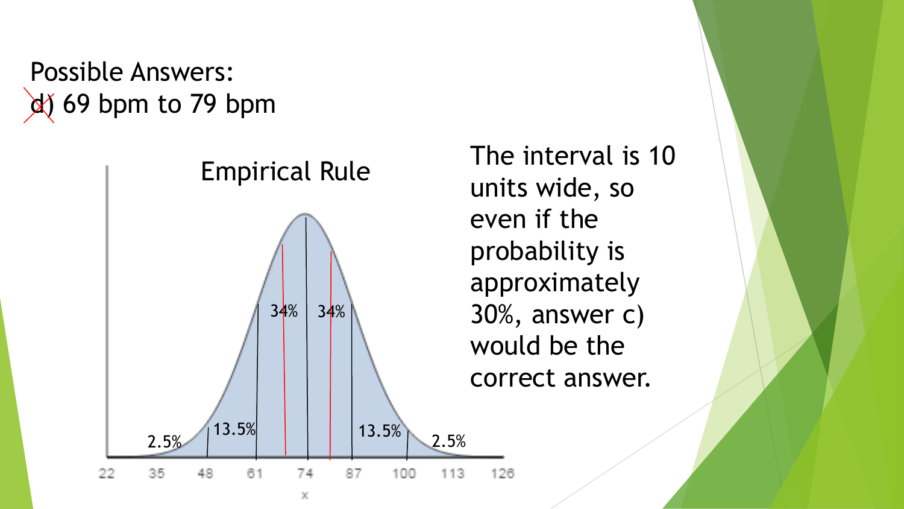Possible Answers:

~~d)~~ 69 bpm to 79 bpm

Empirical Rule

The interval is 10 units wide, so even if the probability is approximately 30%, answer c) would be the correct answer.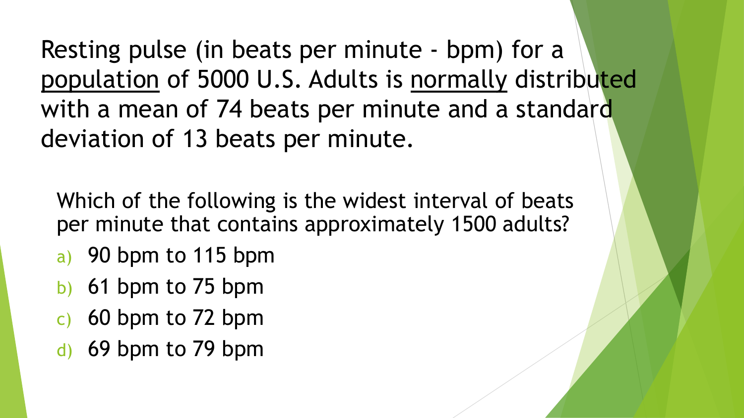Resting pulse (in beats per minute - bpm) for a <u>population</u> of 5000 U.S. Adults is <u>normally</u> distributed with a mean of 74 beats per minute and a standard deviation of 13 beats per minute.

Which of the following is the widest interval of beats per minute that contains approximately 1500 adults?

a) 90 bpm to 115 bpm
b) 61 bpm to 75 bpm
c) 60 bpm to 72 bpm
d) 69 bpm to 79 bpm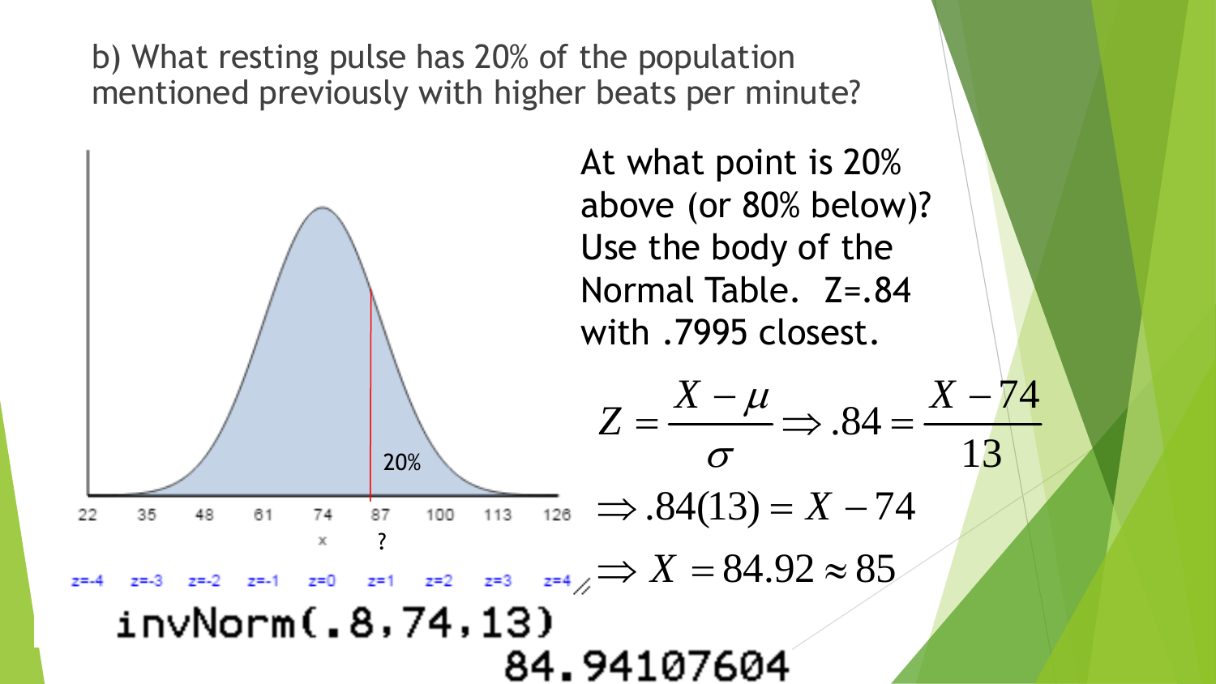b) What resting pulse has 20% of the population mentioned previously with higher beats per minute?

At what point is 20% above (or 80% below)? Use the body of the Normal Table. Z=.84 with .7995 closest.

$$Z = \frac{X - \mu}{\sigma} \Rightarrow .84 = \frac{X - 74}{13}$$

$$\Rightarrow .84(13) = X - 74$$

$$\Rightarrow X = 84.92 \approx 85$$

20%

22 35 48 61 74 87 100 113 126

x ?

z=-4 z=-3 z=-2 z=-1 z=0 z=1 z=2 z=3 z=4

```
invNorm(.8,74,13)
                  84.94107604
```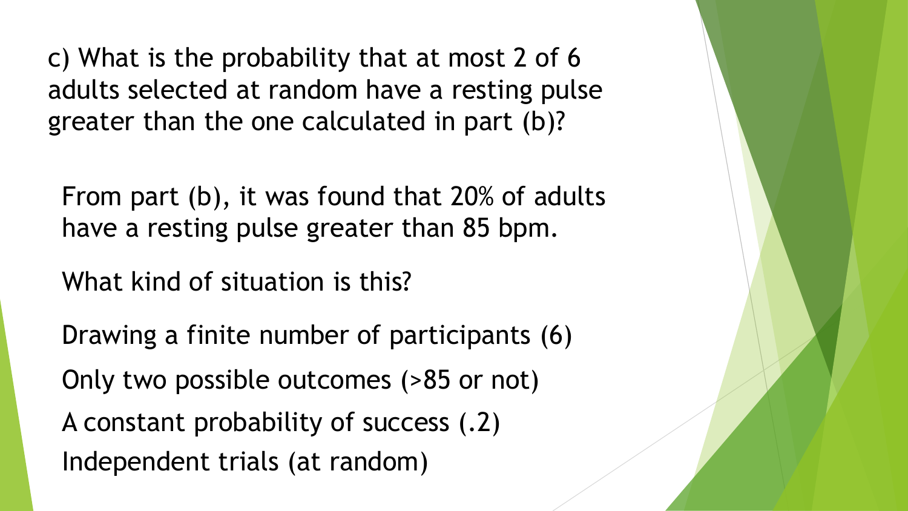c) What is the probability that at most 2 of 6 adults selected at random have a resting pulse greater than the one calculated in part (b)?

From part (b), it was found that 20% of adults have a resting pulse greater than 85 bpm.

What kind of situation is this?

Drawing a finite number of participants (6)

Only two possible outcomes (>85 or not)

A constant probability of success (.2)

Independent trials (at random)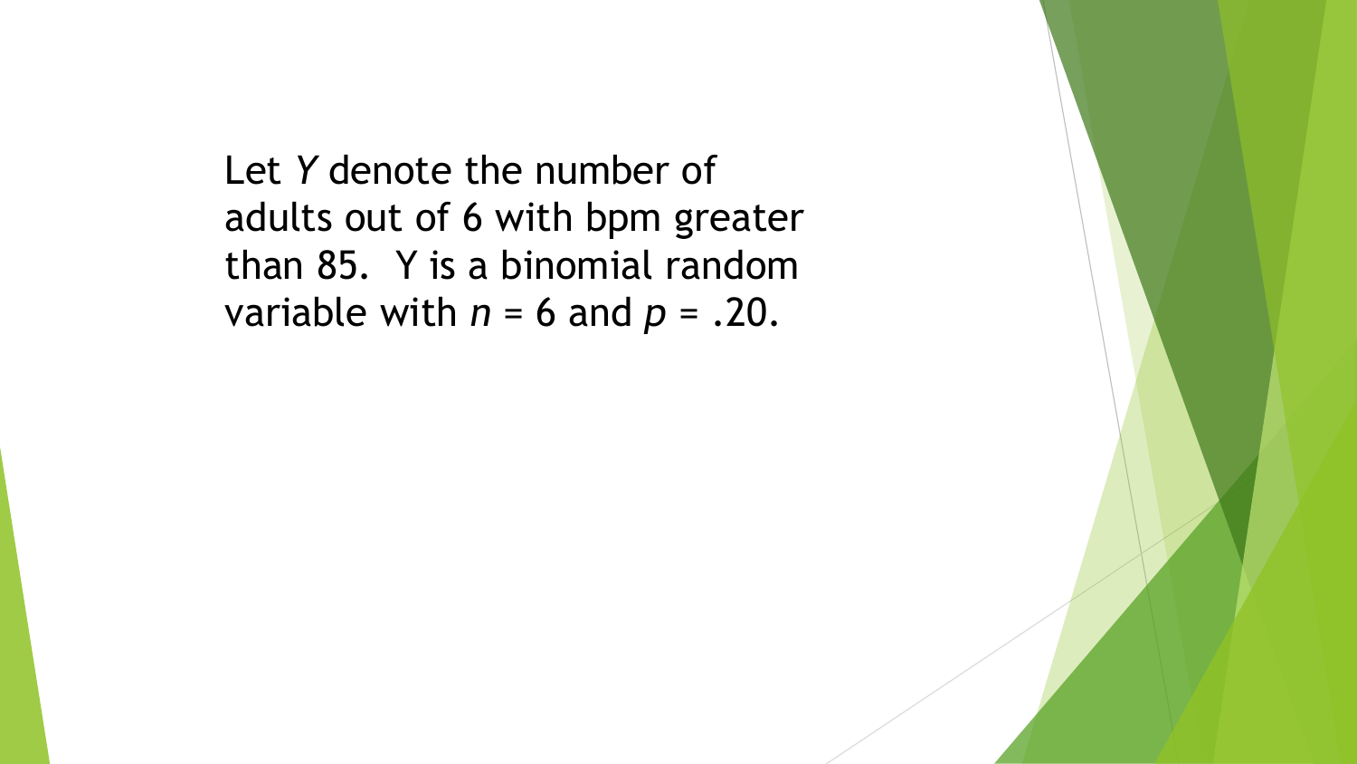Let $Y$ denote the number of adults out of 6 with bpm greater than 85. Y is a binomial random variable with $n = 6$ and $p = .20$.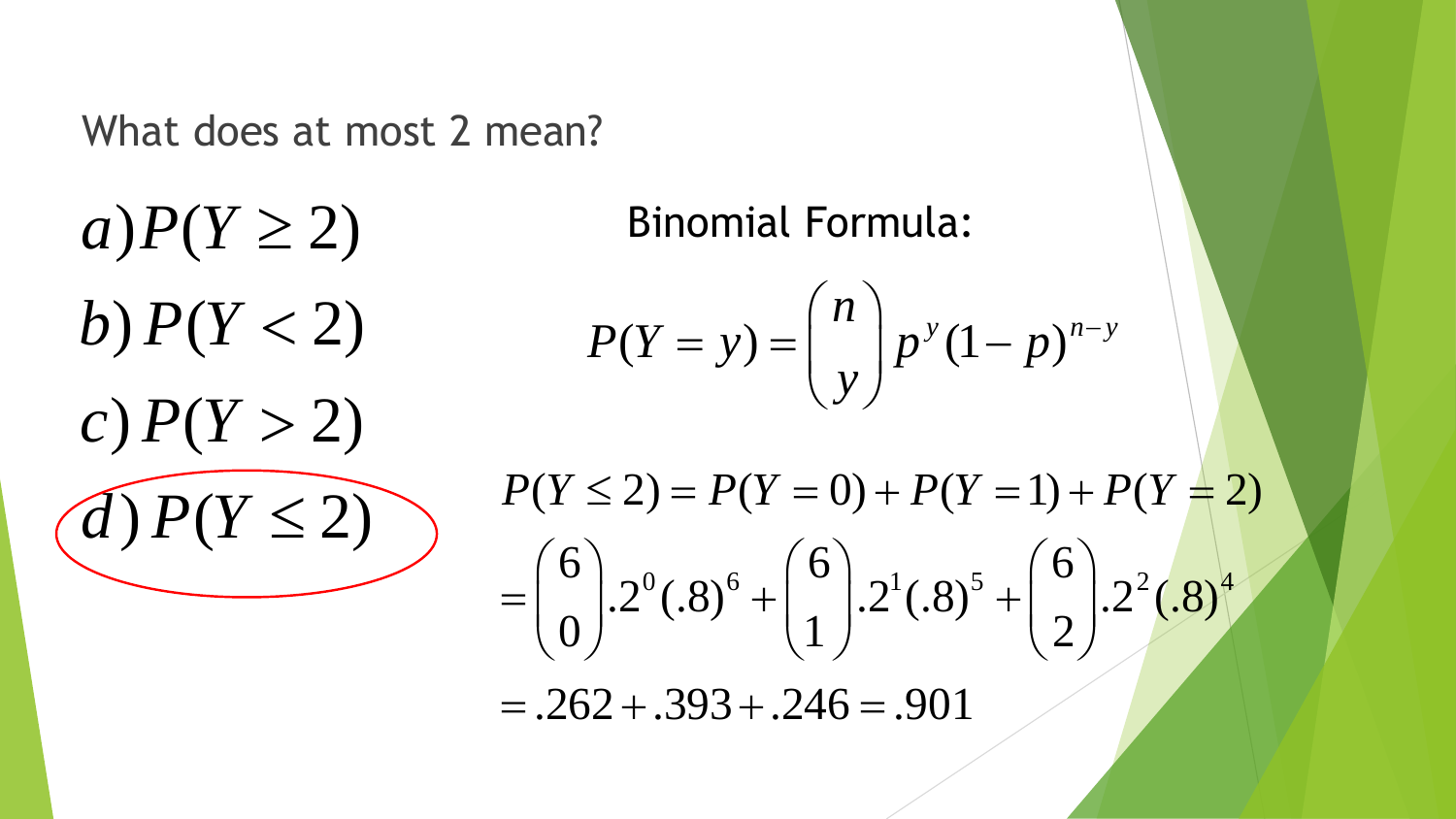What does at most 2 mean?

$a) P(Y \geq 2)$

$b) P(Y < 2)$

$c) P(Y > 2)$

$d) P(Y \leq 2)$

Binomial Formula:

$$P(Y = y) = \binom{n}{y} p^y (1-p)^{n-y}$$

$$P(Y \leq 2) = P(Y = 0) + P(Y = 1) + P(Y = 2)$$

$$= \binom{6}{0}.2^0(.8)^6 + \binom{6}{1}.2^1(.8)^5 + \binom{6}{2}.2^2(.8)^4$$

$$= .262 + .393 + .246 = .901$$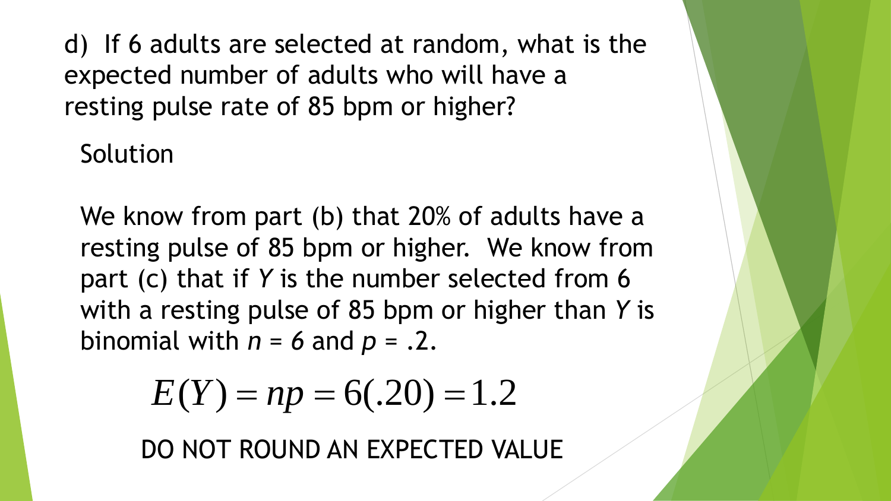d) If 6 adults are selected at random, what is the expected number of adults who will have a resting pulse rate of 85 bpm or higher?

Solution

We know from part (b) that 20% of adults have a resting pulse of 85 bpm or higher. We know from part (c) that if $Y$ is the number selected from 6 with a resting pulse of 85 bpm or higher than $Y$ is binomial with $n = 6$ and $p = .2$.

$$E(Y) = np = 6(.20) = 1.2$$

DO NOT ROUND AN EXPECTED VALUE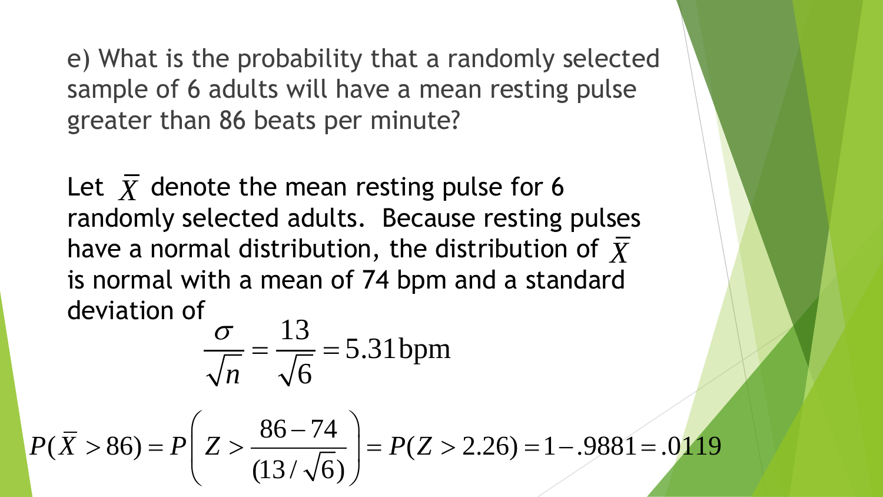e) What is the probability that a randomly selected sample of 6 adults will have a mean resting pulse greater than 86 beats per minute?

Let $\bar{X}$ denote the mean resting pulse for 6 randomly selected adults. Because resting pulses have a normal distribution, the distribution of $\bar{X}$ is normal with a mean of 74 bpm and a standard deviation of

$$\frac{\sigma}{\sqrt{n}} = \frac{13}{\sqrt{6}} = 5.31\text{bpm}$$

$$P(\bar{X} > 86) = P\left(Z > \frac{86-74}{(13/\sqrt{6})}\right) = P(Z > 2.26) = 1 - .9881 = .0119$$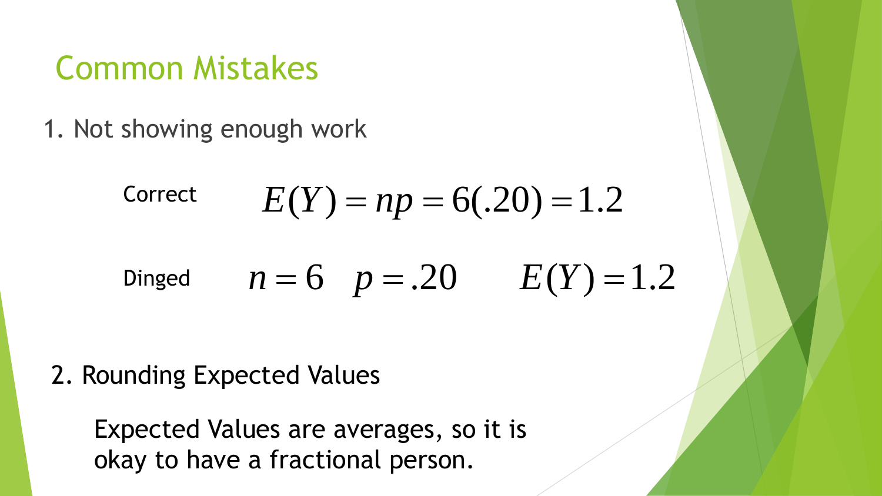# Common Mistakes

1. Not showing enough work

Correct $$E(Y) = np = 6(.20) = 1.2$$

Dinged $$n = 6 \quad p = .20 \qquad E(Y) = 1.2$$

2. Rounding Expected Values

Expected Values are averages, so it is okay to have a fractional person.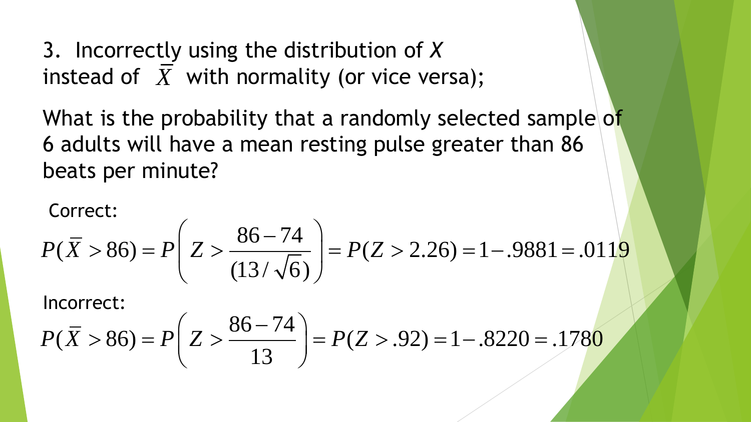3. Incorrectly using the distribution of $X$ instead of $\bar{X}$ with normality (or vice versa);

What is the probability that a randomly selected sample of 6 adults will have a mean resting pulse greater than 86 beats per minute?

Correct:

$$P(\bar{X} > 86) = P\left(Z > \frac{86-74}{(13/\sqrt{6})}\right) = P(Z > 2.26) = 1 - .9881 = .0119$$

Incorrect:

$$P(\bar{X} > 86) = P\left(Z > \frac{86-74}{13}\right) = P(Z > .92) = 1 - .8220 = .1780$$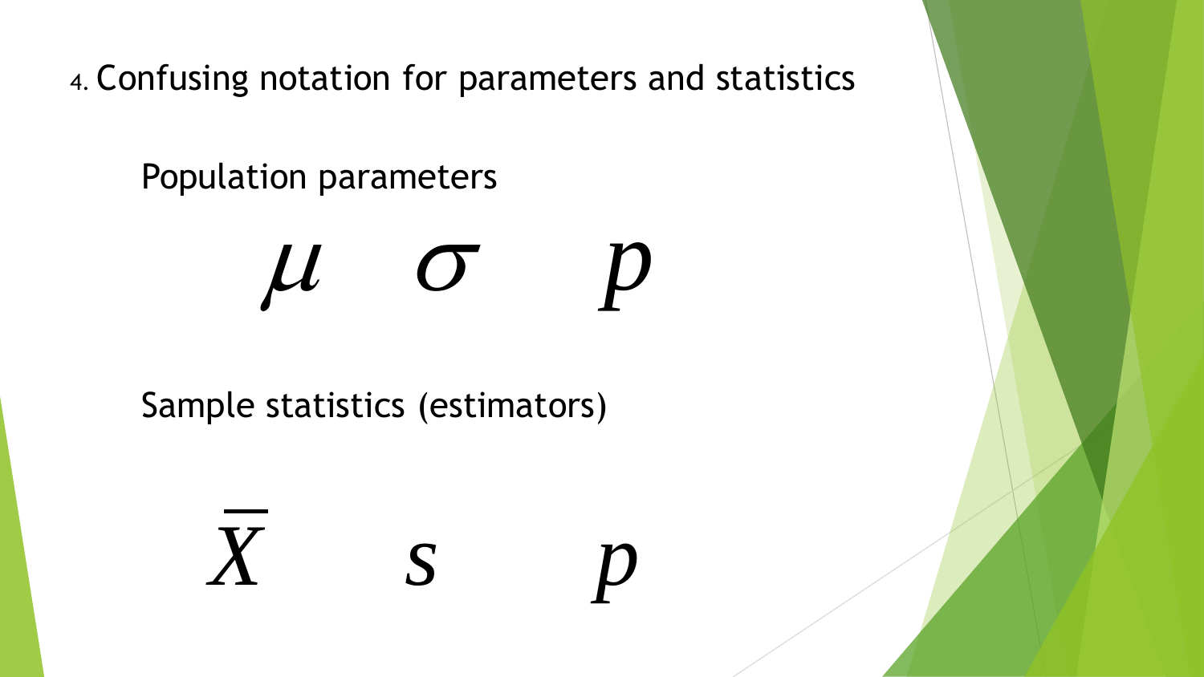4. Confusing notation for parameters and statistics

Population parameters

$$\mu \qquad \sigma \qquad p$$

Sample statistics (estimators)

$$\bar{X} \qquad s \qquad p$$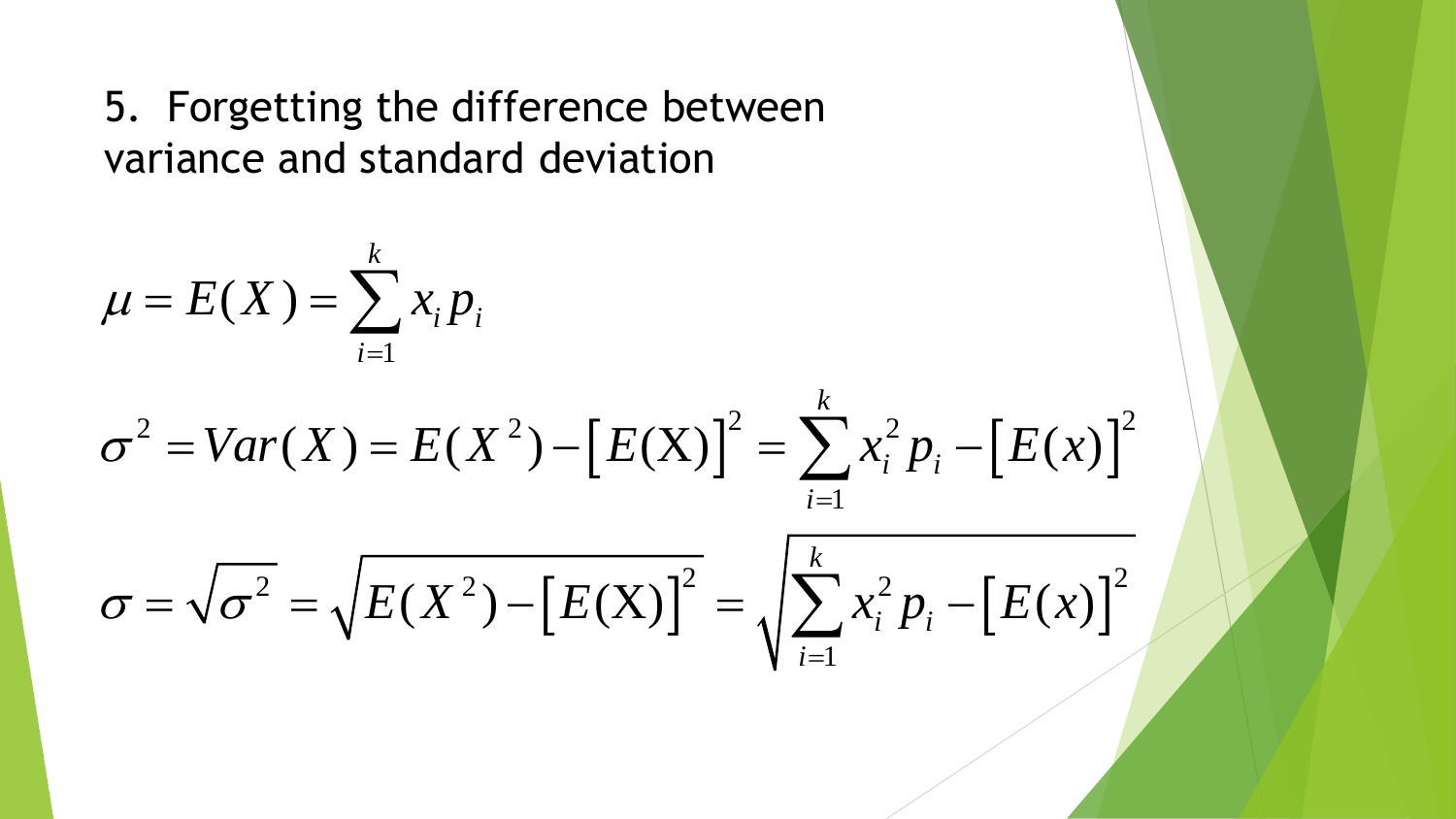5. Forgetting the difference between variance and standard deviation

$$\mu = E(X) = \sum_{i=1}^{k} x_i p_i$$

$$\sigma^2 = Var(X) = E(X^2) - \left[E(\mathrm{X})\right]^2 = \sum_{i=1}^{k} x_i^2 p_i - \left[E(x)\right]^2$$

$$\sigma = \sqrt{\sigma^2} = \sqrt{E(X^2) - \left[E(\mathrm{X})\right]^2} = \sqrt{\sum_{i=1}^{k} x_i^2 p_i - \left[E(x)\right]^2}$$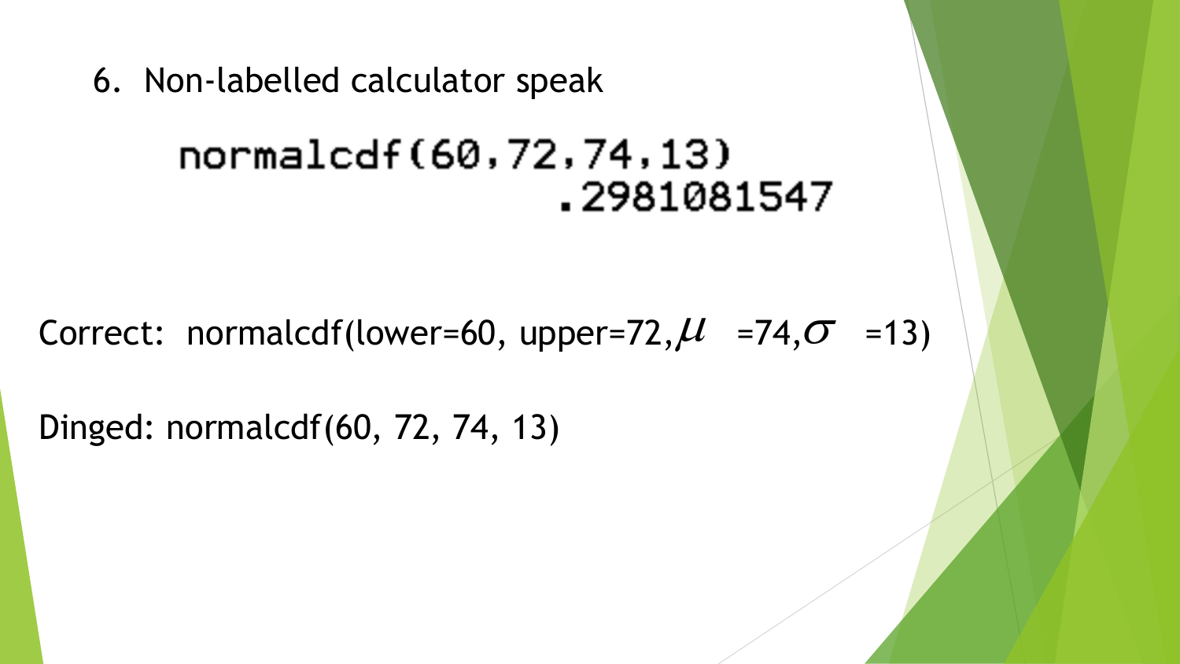6. Non-labelled calculator speak

```
normalcdf(60,72,74,13)
                .2981081547
```

Correct: normalcdf(lower=60, upper=72, $\mu$ =74, $\sigma$ =13)

Dinged: normalcdf(60, 72, 74, 13)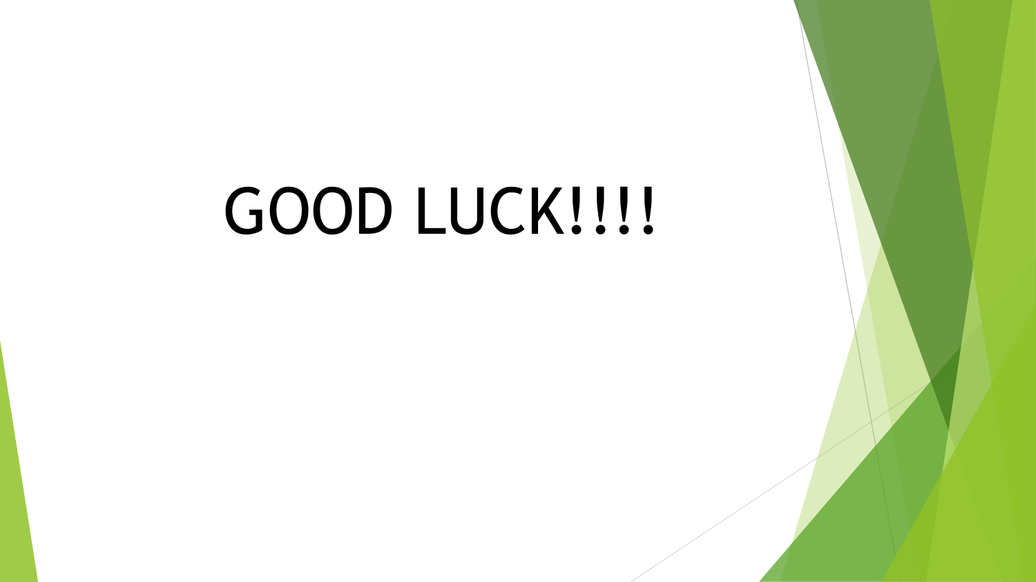# GOOD LUCK!!!!